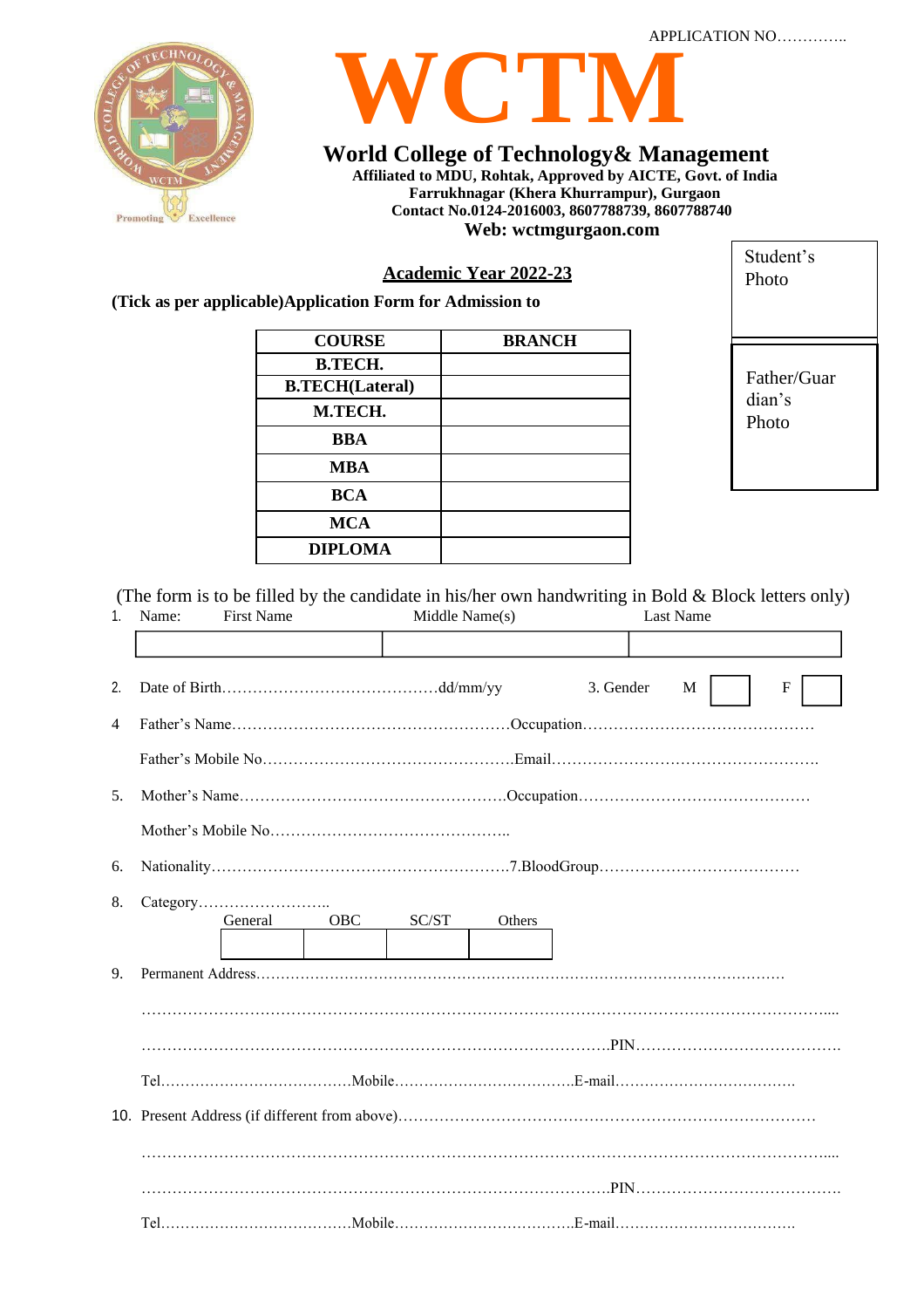APPLICATION NO…………..

# WCTM

## World College of Technology& Management

**Affiliated to MDU, Rohtak, Approved by AICTE, Govt. of India**
**Farrukhnagar (Khera Khurrampur), Gurgaon**
**Contact No.0124-2016003, 8607788739, 8607788740**
**Web: wctmgurgaon.com**

Student's Photo

Father/Guardian's Photo

**Academic Year 2022-23**

**(Tick as per applicable)Application Form for Admission to**

| COURSE | BRANCH |
|---|---|
| B.TECH. | |
| B.TECH(Lateral) | |
| M.TECH. | |
| BBA | |
| MBA | |
| BCA | |
| MCA | |
| DIPLOMA | |

(The form is to be filled by the candidate in his/her own handwriting in Bold & Block letters only)

1. Name: First Name Middle Name(s) Last Name

| First Name | Middle Name(s) | Last Name |
|---|---|---|
| | | |

2. Date of Birth……………………………………dd/mm/yy 3. Gender M ☐ F ☐

4 Father's Name………………………………………………Occupation………………………………………

Father's Mobile No………………………………………….Email…………………………………………….

5. Mother's Name……………………………………………Occupation………………………………………

Mother's Mobile No………………………………………..

6. Nationality…………………………………………………7.BloodGroup…………………………………

8. Category……………………..

| General | OBC | SC/ST | Others |
|---|---|---|---|
| | | | |

9. Permanent Address………………………………………………………………………………………………

……………………………………………………………………………………………………………………....

…………………………………………………………………………….PIN…………………………………….

Tel…………………………………Mobile………………………………E-mail………………………………

10. Present Address (if different from above)………………………………………………………………………

……………………………………………………………………………………………………………………....

…………………………………………………………………………….PIN…………………………………….

Tel…………………………………Mobile………………………………E-mail………………………………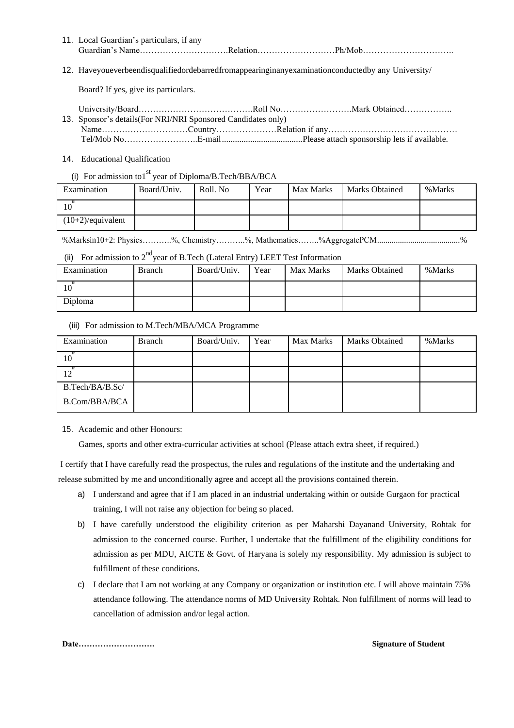11. Local Guardian's particulars, if any
    Guardian's Name………………………….Relation………………………Ph/Mob…………………………..

12. Haveyoueverbeendisqualifiedordebarredfromappearinginanyexaminationconductedby any University/

    Board? If yes, give its particulars.

    University/Board………………………………….Roll No…………………….Mark Obtained……………..

13. Sponsor's details(For NRI/NRI Sponsored Candidates only)
    Name…………………………Country…………………Relation if any………………………………………
    Tel/Mob No……………………..E-mail....................................Please attach sponsorship lets if available.

14. Educational Qualification

(i) For admission to1$^{st}$ year of Diploma/B.Tech/BBA/BCA

| Examination | Board/Univ. | Roll. No | Year | Max Marks | Marks Obtained | %Marks |
|---|---|---|---|---|---|---|
| 10$^{th}$ | | | | | | |
| (10+2)/equivalent | | | | | | |

%Marksin10+2: Physics………..%, Chemistry………..%, Mathematics……..%AggregatePCM.......................................%

(ii) For admission to 2$^{nd}$ year of B.Tech (Lateral Entry) LEET Test Information

| Examination | Branch | Board/Univ. | Year | Max Marks | Marks Obtained | %Marks |
|---|---|---|---|---|---|---|
| 10$^{th}$ | | | | | | |
| Diploma | | | | | | |

(iii) For admission to M.Tech/MBA/MCA Programme

| Examination | Branch | Board/Univ. | Year | Max Marks | Marks Obtained | %Marks |
|---|---|---|---|---|---|---|
| 10$^{th}$ | | | | | | |
| 12$^{th}$ | | | | | | |
| B.Tech/BA/B.Sc/ B.Com/BBA/BCA | | | | | | |

15. Academic and other Honours:

    Games, sports and other extra-curricular activities at school (Please attach extra sheet, if required.)

I certify that I have carefully read the prospectus, the rules and regulations of the institute and the undertaking and release submitted by me and unconditionally agree and accept all the provisions contained therein.

a) I understand and agree that if I am placed in an industrial undertaking within or outside Gurgaon for practical training, I will not raise any objection for being so placed.

b) I have carefully understood the eligibility criterion as per Maharshi Dayanand University, Rohtak for admission to the concerned course. Further, I undertake that the fulfillment of the eligibility conditions for admission as per MDU, AICTE & Govt. of Haryana is solely my responsibility. My admission is subject to fulfillment of these conditions.

c) I declare that I am not working at any Company or organization or institution etc. I will above maintain 75% attendance following. The attendance norms of MD University Rohtak. Non fulfillment of norms will lead to cancellation of admission and/or legal action.

**Date……………………….** **Signature of Student**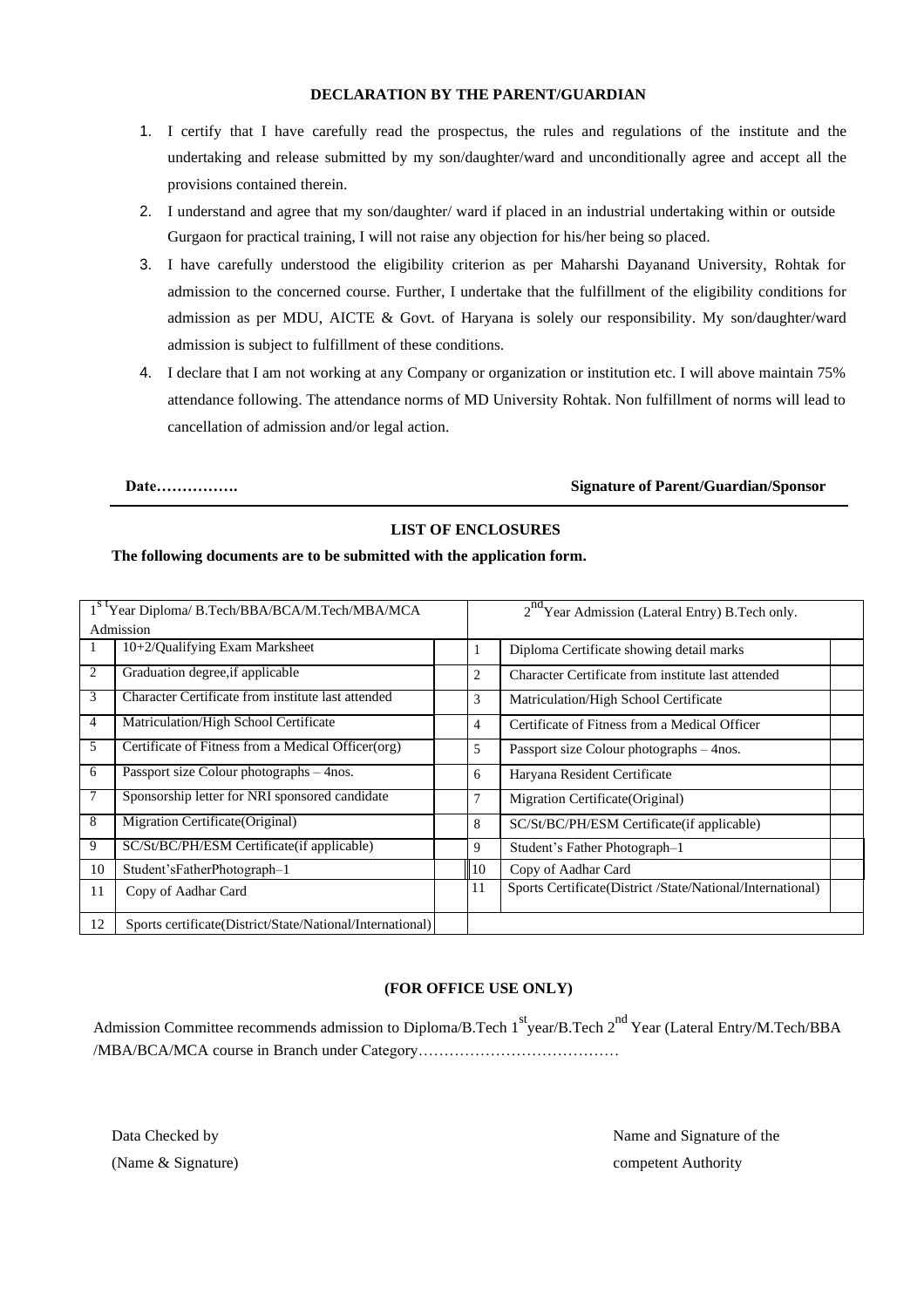**DECLARATION BY THE PARENT/GUARDIAN**

1. I certify that I have carefully read the prospectus, the rules and regulations of the institute and the undertaking and release submitted by my son/daughter/ward and unconditionally agree and accept all the provisions contained therein.
2. I understand and agree that my son/daughter/ ward if placed in an industrial undertaking within or outside Gurgaon for practical training, I will not raise any objection for his/her being so placed.
3. I have carefully understood the eligibility criterion as per Maharshi Dayanand University, Rohtak for admission to the concerned course. Further, I undertake that the fulfillment of the eligibility conditions for admission as per MDU, AICTE & Govt. of Haryana is solely our responsibility. My son/daughter/ward admission is subject to fulfillment of these conditions.
4. I declare that I am not working at any Company or organization or institution etc. I will above maintain 75% attendance following. The attendance norms of MD University Rohtak. Non fulfillment of norms will lead to cancellation of admission and/or legal action.

**Date…………….** **Signature of Parent/Guardian/Sponsor**

**LIST OF ENCLOSURES**

**The following documents are to be submitted with the application form.**

| 1st Year Diploma/ B.Tech/BBA/BCA/M.Tech/MBA/MCA Admission | | | 2nd Year Admission (Lateral Entry) B.Tech only. | | |
|---|---|---|---|---|---|
| 1 | 10+2/Qualifying Exam Marksheet | | 1 | Diploma Certificate showing detail marks | |
| 2 | Graduation degree,if applicable | | 2 | Character Certificate from institute last attended | |
| 3 | Character Certificate from institute last attended | | 3 | Matriculation/High School Certificate | |
| 4 | Matriculation/High School Certificate | | 4 | Certificate of Fitness from a Medical Officer | |
| 5 | Certificate of Fitness from a Medical Officer(org) | | 5 | Passport size Colour photographs – 4nos. | |
| 6 | Passport size Colour photographs – 4nos. | | 6 | Haryana Resident Certificate | |
| 7 | Sponsorship letter for NRI sponsored candidate | | 7 | Migration Certificate(Original) | |
| 8 | Migration Certificate(Original) | | 8 | SC/St/BC/PH/ESM Certificate(if applicable) | |
| 9 | SC/St/BC/PH/ESM Certificate(if applicable) | | 9 | Student's Father Photograph–1 | |
| 10 | Student'sFatherPhotograph–1 | | 10 | Copy of Aadhar Card | |
| 11 | Copy of Aadhar Card | | 11 | Sports Certificate(District /State/National/International) | |
| 12 | Sports certificate(District/State/National/International) | | | | |

**(FOR OFFICE USE ONLY)**

Admission Committee recommends admission to Diploma/B.Tech 1st year/B.Tech 2nd Year (Lateral Entry/M.Tech/BBA /MBA/BCA/MCA course in Branch under Category…………………………………

Data Checked by
(Name & Signature)

Name and Signature of the
competent Authority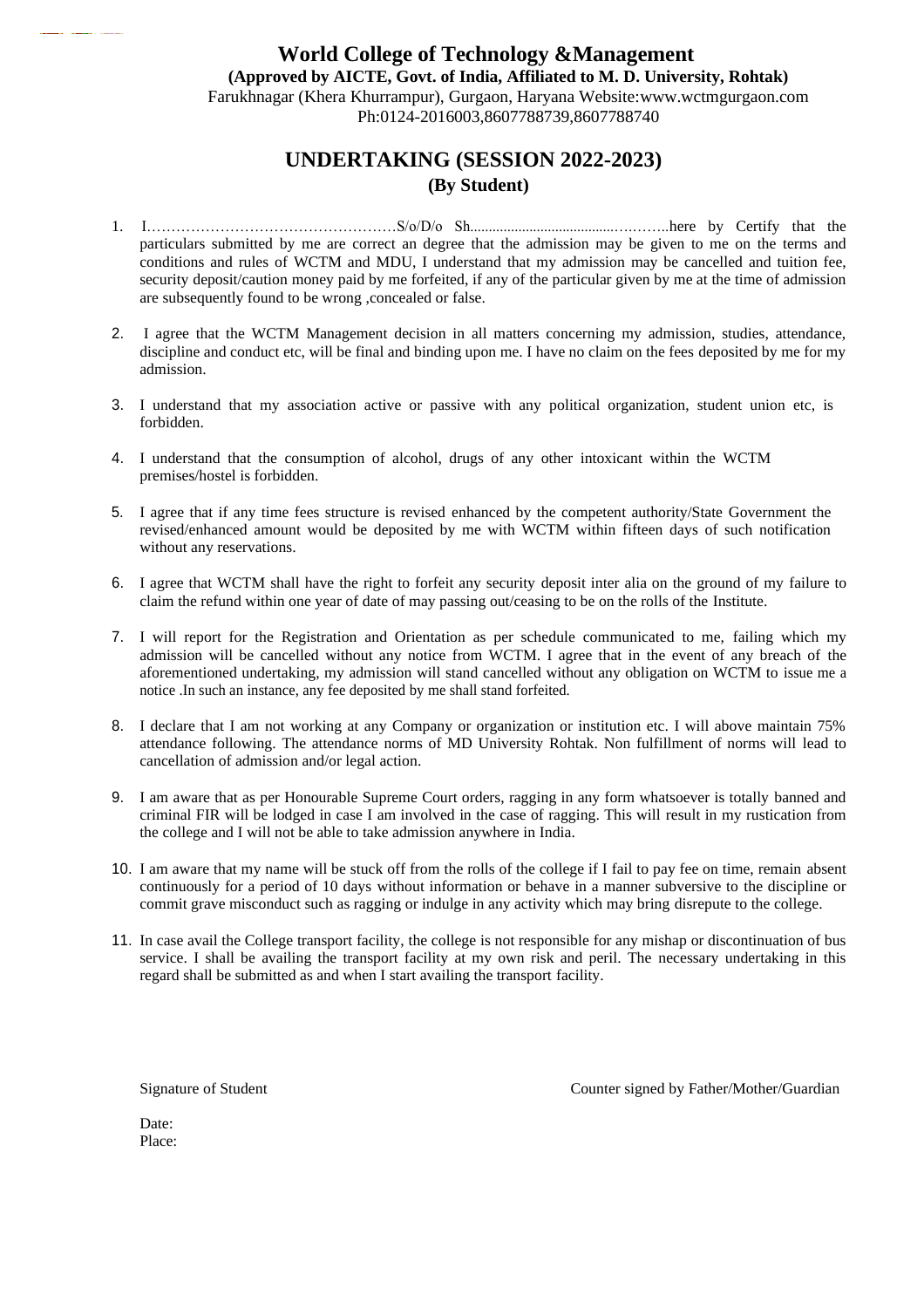# World College of Technology &Management

**(Approved by AICTE, Govt. of India, Affiliated to M. D. University, Rohtak)**

Farukhnagar (Khera Khurrampur), Gurgaon, Haryana Website:www.wctmgurgaon.com

Ph:0124-2016003,8607788739,8607788740

## UNDERTAKING (SESSION 2022-2023)

### (By Student)

1. I……………………………………………S/o/D/o Sh......................................…………..here by Certify that the particulars submitted by me are correct an degree that the admission may be given to me on the terms and conditions and rules of WCTM and MDU, I understand that my admission may be cancelled and tuition fee, security deposit/caution money paid by me forfeited, if any of the particular given by me at the time of admission are subsequently found to be wrong ,concealed or false.

2. I agree that the WCTM Management decision in all matters concerning my admission, studies, attendance, discipline and conduct etc, will be final and binding upon me. I have no claim on the fees deposited by me for my admission.

3. I understand that my association active or passive with any political organization, student union etc, is forbidden.

4. I understand that the consumption of alcohol, drugs of any other intoxicant within the WCTM premises/hostel is forbidden.

5. I agree that if any time fees structure is revised enhanced by the competent authority/State Government the revised/enhanced amount would be deposited by me with WCTM within fifteen days of such notification without any reservations.

6. I agree that WCTM shall have the right to forfeit any security deposit inter alia on the ground of my failure to claim the refund within one year of date of may passing out/ceasing to be on the rolls of the Institute.

7. I will report for the Registration and Orientation as per schedule communicated to me, failing which my admission will be cancelled without any notice from WCTM. I agree that in the event of any breach of the aforementioned undertaking, my admission will stand cancelled without any obligation on WCTM to issue me a notice .In such an instance, any fee deposited by me shall stand forfeited.

8. I declare that I am not working at any Company or organization or institution etc. I will above maintain 75% attendance following. The attendance norms of MD University Rohtak. Non fulfillment of norms will lead to cancellation of admission and/or legal action.

9. I am aware that as per Honourable Supreme Court orders, ragging in any form whatsoever is totally banned and criminal FIR will be lodged in case I am involved in the case of ragging. This will result in my rustication from the college and I will not be able to take admission anywhere in India.

10. I am aware that my name will be stuck off from the rolls of the college if I fail to pay fee on time, remain absent continuously for a period of 10 days without information or behave in a manner subversive to the discipline or commit grave misconduct such as ragging or indulge in any activity which may bring disrepute to the college.

11. In case avail the College transport facility, the college is not responsible for any mishap or discontinuation of bus service. I shall be availing the transport facility at my own risk and peril. The necessary undertaking in this regard shall be submitted as and when I start availing the transport facility.

Signature of Student

Counter signed by Father/Mother/Guardian

Date:

Place: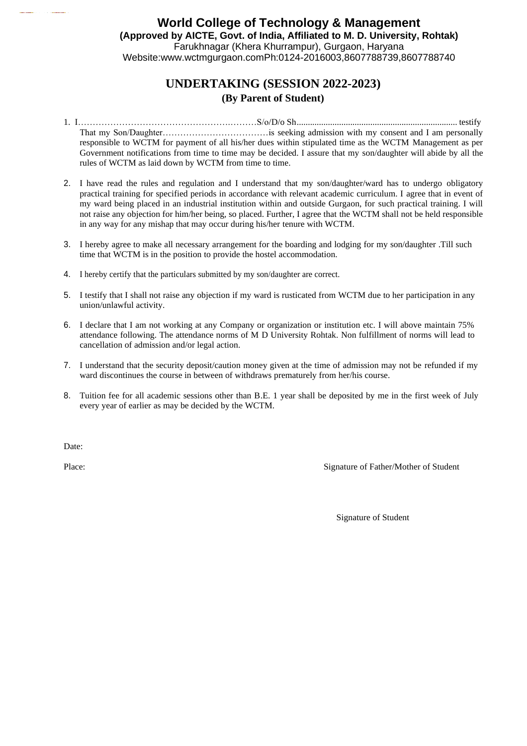**World College of Technology & Management**

**(Approved by AICTE, Govt. of India, Affiliated to M. D. University, Rohtak)**

Farukhnagar (Khera Khurrampur), Gurgaon, Haryana

Website:www.wctmgurgaon.comPh:0124-2016003,8607788739,8607788740

# UNDERTAKING (SESSION 2022-2023)

## (By Parent of Student)

1. I……………………………………………….………S/o/D/o Sh......................................................................... testify That my Son/Daughter………………………………is seeking admission with my consent and I am personally responsible to WCTM for payment of all his/her dues within stipulated time as the WCTM Management as per Government notifications from time to time may be decided. I assure that my son/daughter will abide by all the rules of WCTM as laid down by WCTM from time to time.

2. I have read the rules and regulation and I understand that my son/daughter/ward has to undergo obligatory practical training for specified periods in accordance with relevant academic curriculum. I agree that in event of my ward being placed in an industrial institution within and outside Gurgaon, for such practical training. I will not raise any objection for him/her being, so placed. Further, I agree that the WCTM shall not be held responsible in any way for any mishap that may occur during his/her tenure with WCTM.

3. I hereby agree to make all necessary arrangement for the boarding and lodging for my son/daughter .Till such time that WCTM is in the position to provide the hostel accommodation.

4. I hereby certify that the particulars submitted by my son/daughter are correct.

5. I testify that I shall not raise any objection if my ward is rusticated from WCTM due to her participation in any union/unlawful activity.

6. I declare that I am not working at any Company or organization or institution etc. I will above maintain 75% attendance following. The attendance norms of M D University Rohtak. Non fulfillment of norms will lead to cancellation of admission and/or legal action.

7. I understand that the security deposit/caution money given at the time of admission may not be refunded if my ward discontinues the course in between of withdraws prematurely from her/his course.

8. Tuition fee for all academic sessions other than B.E. 1 year shall be deposited by me in the first week of July every year of earlier as may be decided by the WCTM.

Date:

Place: Signature of Father/Mother of Student

Signature of Student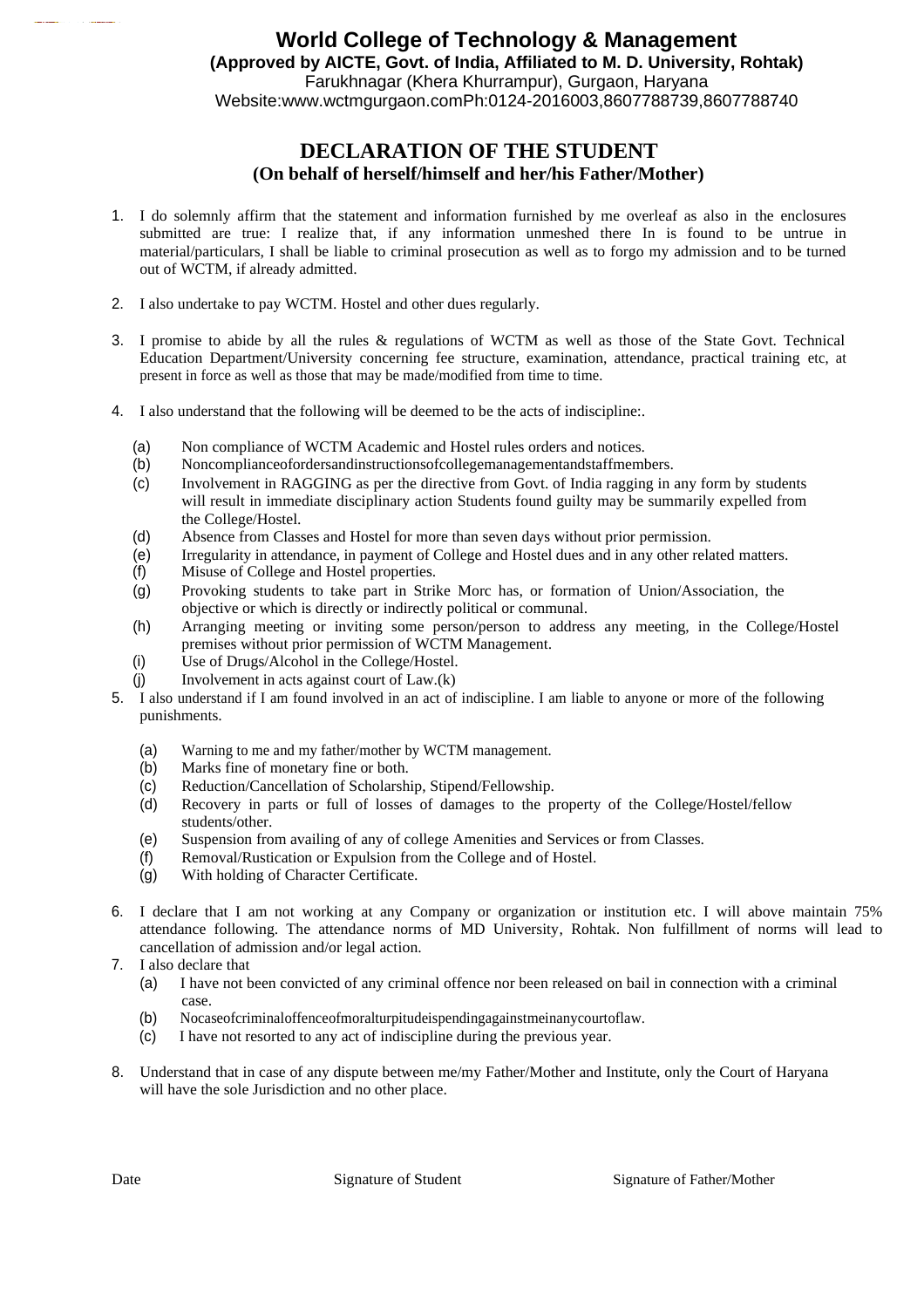# World College of Technology & Management

**(Approved by AICTE, Govt. of India, Affiliated to M. D. University, Rohtak)**

Farukhnagar (Khera Khurrampur), Gurgaon, Haryana

Website:www.wctmgurgaon.comPh:0124-2016003,8607788739,8607788740

## DECLARATION OF THE STUDENT

**(On behalf of herself/himself and her/his Father/Mother)**

1. I do solemnly affirm that the statement and information furnished by me overleaf as also in the enclosures submitted are true: I realize that, if any information unmeshed there In is found to be untrue in material/particulars, I shall be liable to criminal prosecution as well as to forgo my admission and to be turned out of WCTM, if already admitted.

2. I also undertake to pay WCTM. Hostel and other dues regularly.

3. I promise to abide by all the rules & regulations of WCTM as well as those of the State Govt. Technical Education Department/University concerning fee structure, examination, attendance, practical training etc, at present in force as well as those that may be made/modified from time to time.

4. I also understand that the following will be deemed to be the acts of indiscipline:.

   (a) Non compliance of WCTM Academic and Hostel rules orders and notices.
   (b) Noncomplianceofordersandinstructionsofcollegemanagementandstaffmembers.
   (c) Involvement in RAGGING as per the directive from Govt. of India ragging in any form by students will result in immediate disciplinary action Students found guilty may be summarily expelled from the College/Hostel.
   (d) Absence from Classes and Hostel for more than seven days without prior permission.
   (e) Irregularity in attendance, in payment of College and Hostel dues and in any other related matters.
   (f) Misuse of College and Hostel properties.
   (g) Provoking students to take part in Strike Morc has, or formation of Union/Association, the objective or which is directly or indirectly political or communal.
   (h) Arranging meeting or inviting some person/person to address any meeting, in the College/Hostel premises without prior permission of WCTM Management.
   (i) Use of Drugs/Alcohol in the College/Hostel.
   (j) Involvement in acts against court of Law.(k)

5. I also understand if I am found involved in an act of indiscipline. I am liable to anyone or more of the following punishments.

   (a) Warning to me and my father/mother by WCTM management.
   (b) Marks fine of monetary fine or both.
   (c) Reduction/Cancellation of Scholarship, Stipend/Fellowship.
   (d) Recovery in parts or full of losses of damages to the property of the College/Hostel/fellow students/other.
   (e) Suspension from availing of any of college Amenities and Services or from Classes.
   (f) Removal/Rustication or Expulsion from the College and of Hostel.
   (g) With holding of Character Certificate.

6. I declare that I am not working at any Company or organization or institution etc. I will above maintain 75% attendance following. The attendance norms of MD University, Rohtak. Non fulfillment of norms will lead to cancellation of admission and/or legal action.

7. I also declare that

   (a) I have not been convicted of any criminal offence nor been released on bail in connection with a criminal case.
   (b) Nocaseofcriminaloffenceofmoralturpitudeispendingagainstmeinanycourtoflaw.
   (c) I have not resorted to any act of indiscipline during the previous year.

8. Understand that in case of any dispute between me/my Father/Mother and Institute, only the Court of Haryana will have the sole Jurisdiction and no other place.

Date Signature of Student Signature of Father/Mother